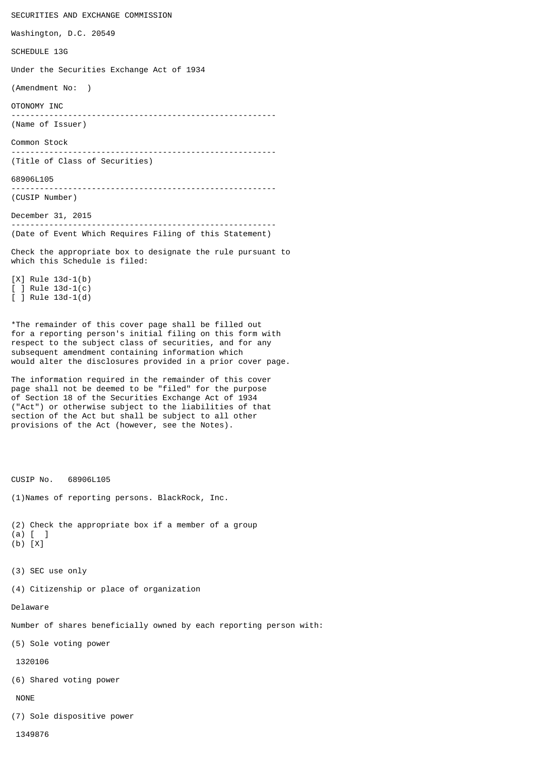SECURITIES AND EXCHANGE COMMISSION

Washington, D.C. 20549

SCHEDULE 13G

Under the Securities Exchange Act of 1934

(Amendment No:  )

OTONOMY INC

(Name of Issuer)

Common Stock

(Title of Class of Securities)

68906L105

(CUSIP Number)

December 31, 2015

(Date of Event Which Requires Filing of this Statement)

Check the appropriate box to designate the rule pursuant to which this Schedule is filed:

[X] Rule 13d-1(b)
[ ] Rule 13d-1(c)
[ ] Rule 13d-1(d)

*The remainder of this cover page shall be filled out for a reporting person's initial filing on this form with respect to the subject class of securities, and for any subsequent amendment containing information which would alter the disclosures provided in a prior cover page.

The information required in the remainder of this cover page shall not be deemed to be "filed" for the purpose of Section 18 of the Securities Exchange Act of 1934 ("Act") or otherwise subject to the liabilities of that section of the Act but shall be subject to all other provisions of the Act (however, see the Notes).

CUSIP No. 68906L105

(1)Names of reporting persons. BlackRock, Inc.

(2) Check the appropriate box if a member of a group
(a) [ ]
(b) [X]

(3) SEC use only

(4) Citizenship or place of organization

Delaware

Number of shares beneficially owned by each reporting person with:

(5) Sole voting power

1320106

(6) Shared voting power

NONE

(7) Sole dispositive power

1349876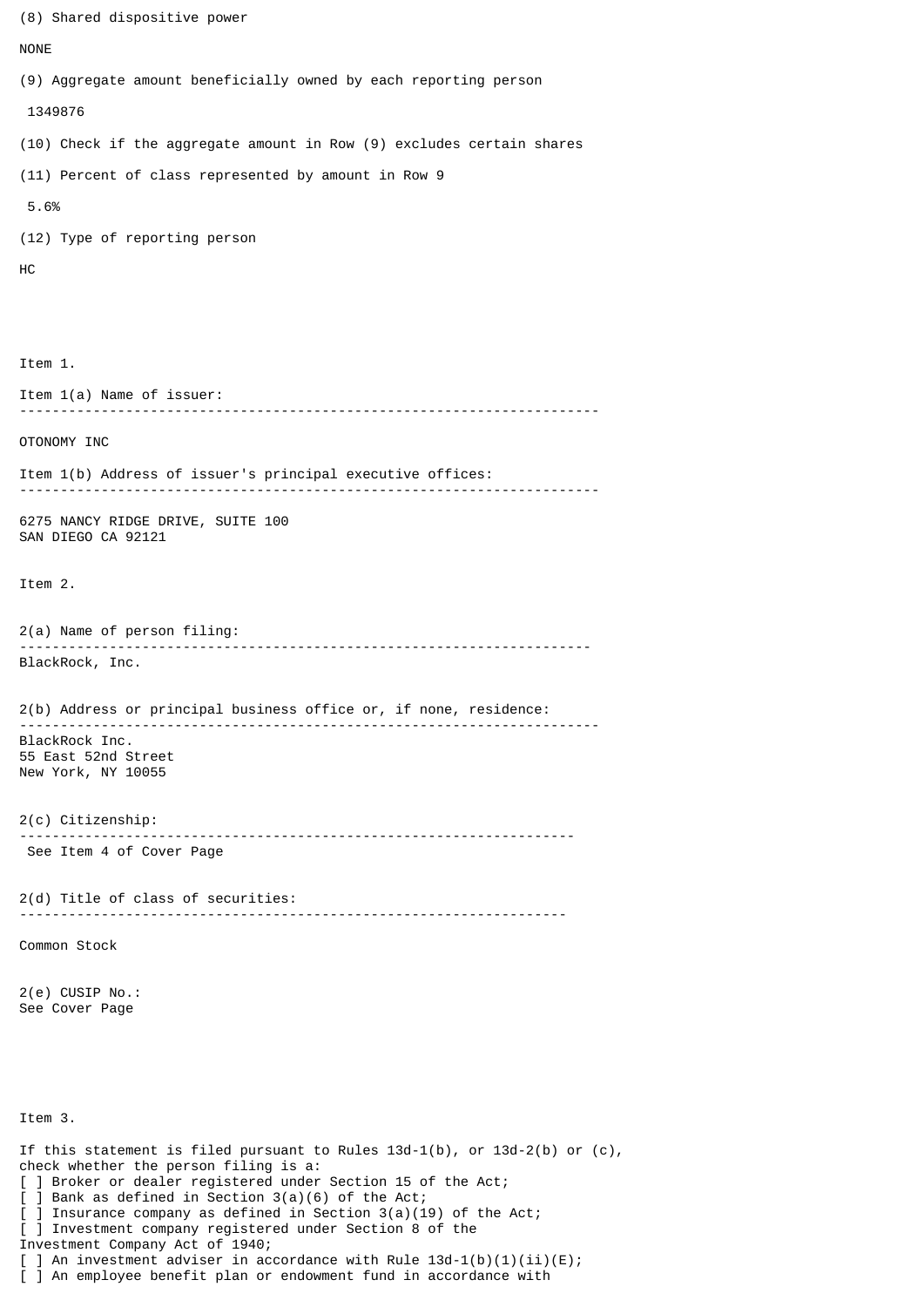(8) Shared dispositive power

NONE

(9) Aggregate amount beneficially owned by each reporting person

1349876

(10) Check if the aggregate amount in Row (9) excludes certain shares

(11) Percent of class represented by amount in Row 9

5.6%

(12) Type of reporting person

HC

Item 1.

Item 1(a) Name of issuer:

---

OTONOMY INC

Item 1(b) Address of issuer's principal executive offices:

---

6275 NANCY RIDGE DRIVE, SUITE 100
SAN DIEGO CA 92121

Item 2.

2(a) Name of person filing:

---

BlackRock, Inc.

2(b) Address or principal business office or, if none, residence:

---

BlackRock Inc.
55 East 52nd Street
New York, NY 10055

2(c) Citizenship:

---

See Item 4 of Cover Page

2(d) Title of class of securities:

---

Common Stock

2(e) CUSIP No.:
See Cover Page

Item 3.

If this statement is filed pursuant to Rules 13d-1(b), or 13d-2(b) or (c), check whether the person filing is a:

[ ] Broker or dealer registered under Section 15 of the Act;
[ ] Bank as defined in Section 3(a)(6) of the Act;
[ ] Insurance company as defined in Section 3(a)(19) of the Act;
[ ] Investment company registered under Section 8 of the Investment Company Act of 1940;
[ ] An investment adviser in accordance with Rule 13d-1(b)(1)(ii)(E);
[ ] An employee benefit plan or endowment fund in accordance with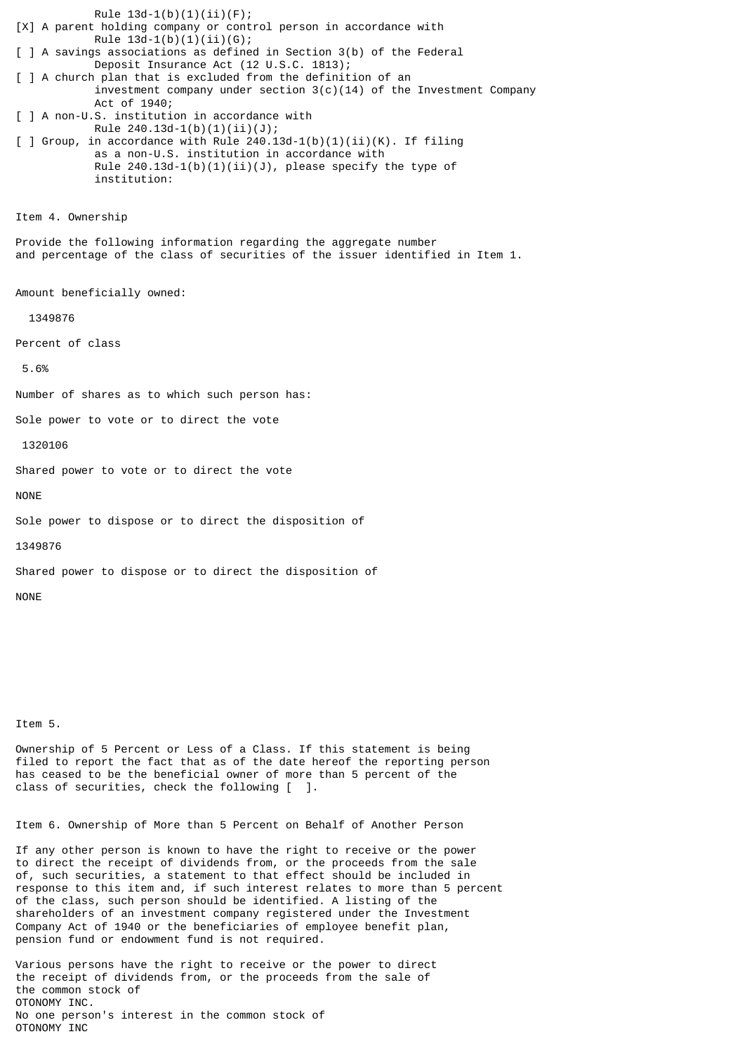Rule 13d-1(b)(1)(ii)(F);

[X] A parent holding company or control person in accordance with Rule 13d-1(b)(1)(ii)(G);

[ ] A savings associations as defined in Section 3(b) of the Federal Deposit Insurance Act (12 U.S.C. 1813);

[ ] A church plan that is excluded from the definition of an investment company under section 3(c)(14) of the Investment Company Act of 1940;

[ ] A non-U.S. institution in accordance with Rule 240.13d-1(b)(1)(ii)(J);

[ ] Group, in accordance with Rule 240.13d-1(b)(1)(ii)(K). If filing as a non-U.S. institution in accordance with Rule 240.13d-1(b)(1)(ii)(J), please specify the type of institution:

Item 4. Ownership

Provide the following information regarding the aggregate number and percentage of the class of securities of the issuer identified in Item 1.

Amount beneficially owned:

1349876

Percent of class

5.6%

Number of shares as to which such person has:

Sole power to vote or to direct the vote

1320106

Shared power to vote or to direct the vote

NONE

Sole power to dispose or to direct the disposition of

1349876

Shared power to dispose or to direct the disposition of

NONE

Item 5.

Ownership of 5 Percent or Less of a Class. If this statement is being filed to report the fact that as of the date hereof the reporting person has ceased to be the beneficial owner of more than 5 percent of the class of securities, check the following [ ].

Item 6. Ownership of More than 5 Percent on Behalf of Another Person

If any other person is known to have the right to receive or the power to direct the receipt of dividends from, or the proceeds from the sale of, such securities, a statement to that effect should be included in response to this item and, if such interest relates to more than 5 percent of the class, such person should be identified. A listing of the shareholders of an investment company registered under the Investment Company Act of 1940 or the beneficiaries of employee benefit plan, pension fund or endowment fund is not required.

Various persons have the right to receive or the power to direct the receipt of dividends from, or the proceeds from the sale of the common stock of OTONOMY INC.
No one person's interest in the common stock of OTONOMY INC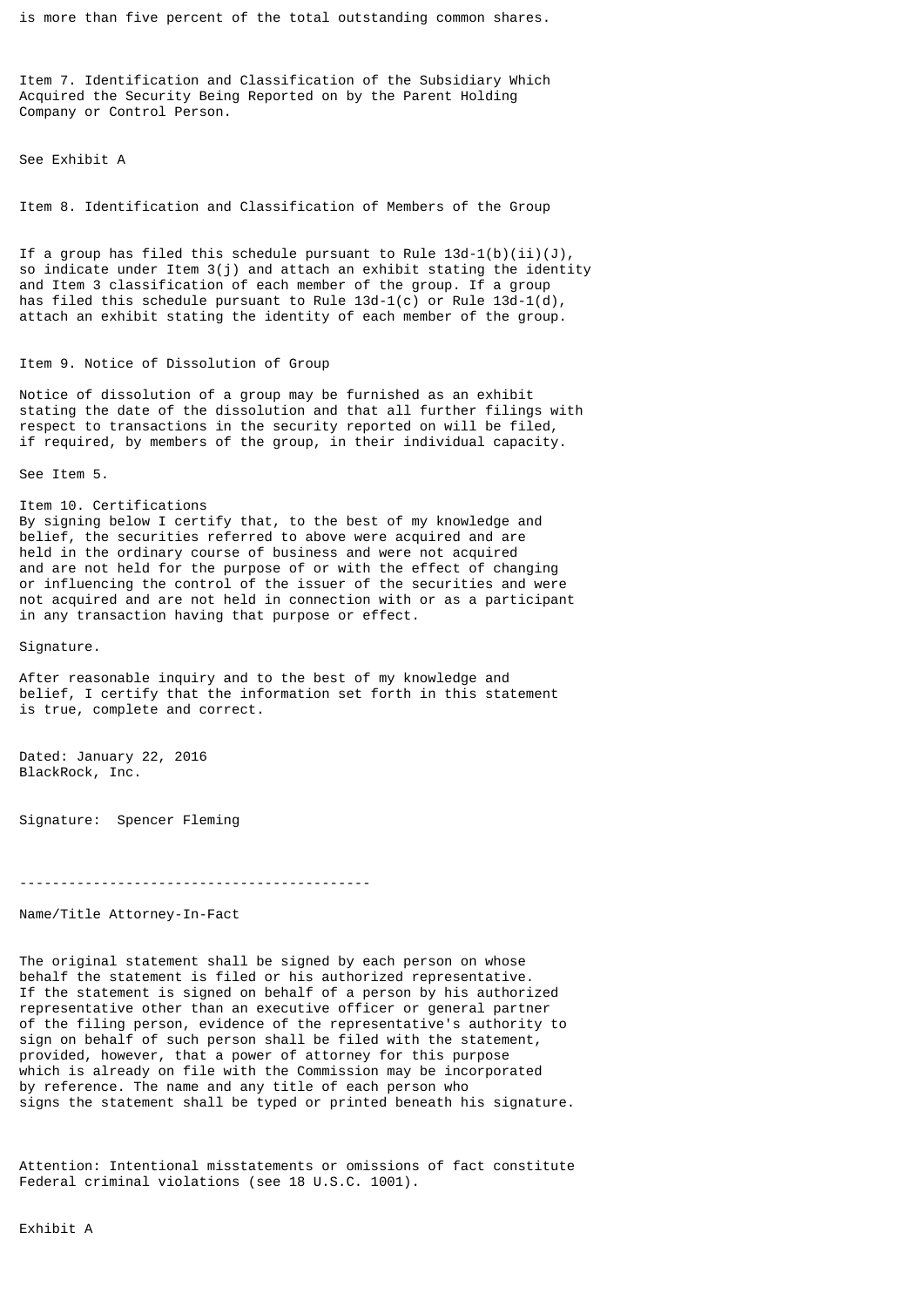is more than five percent of the total outstanding common shares.

Item 7. Identification and Classification of the Subsidiary Which Acquired the Security Being Reported on by the Parent Holding Company or Control Person.

See Exhibit A

Item 8. Identification and Classification of Members of the Group

If a group has filed this schedule pursuant to Rule 13d-1(b)(ii)(J), so indicate under Item 3(j) and attach an exhibit stating the identity and Item 3 classification of each member of the group. If a group has filed this schedule pursuant to Rule 13d-1(c) or Rule 13d-1(d), attach an exhibit stating the identity of each member of the group.

Item 9. Notice of Dissolution of Group

Notice of dissolution of a group may be furnished as an exhibit stating the date of the dissolution and that all further filings with respect to transactions in the security reported on will be filed, if required, by members of the group, in their individual capacity.

See Item 5.

Item 10. Certifications
By signing below I certify that, to the best of my knowledge and belief, the securities referred to above were acquired and are held in the ordinary course of business and were not acquired and are not held for the purpose of or with the effect of changing or influencing the control of the issuer of the securities and were not acquired and are not held in connection with or as a participant in any transaction having that purpose or effect.

Signature.

After reasonable inquiry and to the best of my knowledge and belief, I certify that the information set forth in this statement is true, complete and correct.

Dated: January 22, 2016
BlackRock, Inc.

Signature: Spencer Fleming

-------------------------------------------

Name/Title Attorney-In-Fact

The original statement shall be signed by each person on whose behalf the statement is filed or his authorized representative. If the statement is signed on behalf of a person by his authorized representative other than an executive officer or general partner of the filing person, evidence of the representative's authority to sign on behalf of such person shall be filed with the statement, provided, however, that a power of attorney for this purpose which is already on file with the Commission may be incorporated by reference. The name and any title of each person who signs the statement shall be typed or printed beneath his signature.

Attention: Intentional misstatements or omissions of fact constitute Federal criminal violations (see 18 U.S.C. 1001).

Exhibit A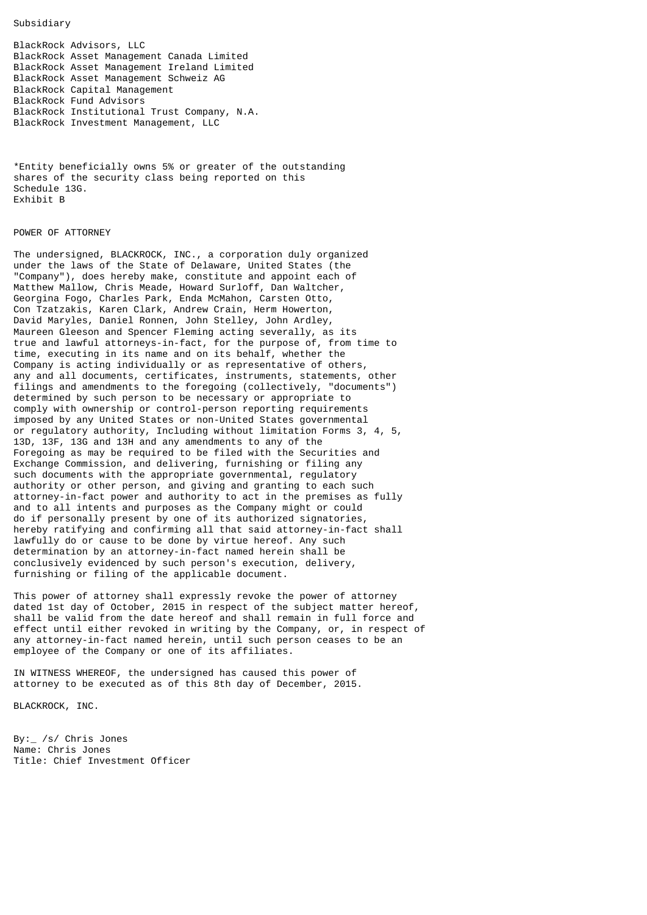Subsidiary

BlackRock Advisors, LLC
BlackRock Asset Management Canada Limited
BlackRock Asset Management Ireland Limited
BlackRock Asset Management Schweiz AG
BlackRock Capital Management
BlackRock Fund Advisors
BlackRock Institutional Trust Company, N.A.
BlackRock Investment Management, LLC

*Entity beneficially owns 5% or greater of the outstanding shares of the security class being reported on this Schedule 13G.

Exhibit B

POWER OF ATTORNEY

The undersigned, BLACKROCK, INC., a corporation duly organized under the laws of the State of Delaware, United States (the "Company"), does hereby make, constitute and appoint each of Matthew Mallow, Chris Meade, Howard Surloff, Dan Waltcher, Georgina Fogo, Charles Park, Enda McMahon, Carsten Otto, Con Tzatzakis, Karen Clark, Andrew Crain, Herm Howerton, David Maryles, Daniel Ronnen, John Stelley, John Ardley, Maureen Gleeson and Spencer Fleming acting severally, as its true and lawful attorneys-in-fact, for the purpose of, from time to time, executing in its name and on its behalf, whether the Company is acting individually or as representative of others, any and all documents, certificates, instruments, statements, other filings and amendments to the foregoing (collectively, "documents") determined by such person to be necessary or appropriate to comply with ownership or control-person reporting requirements imposed by any United States or non-United States governmental or regulatory authority, Including without limitation Forms 3, 4, 5, 13D, 13F, 13G and 13H and any amendments to any of the Foregoing as may be required to be filed with the Securities and Exchange Commission, and delivering, furnishing or filing any such documents with the appropriate governmental, regulatory authority or other person, and giving and granting to each such attorney-in-fact power and authority to act in the premises as fully and to all intents and purposes as the Company might or could do if personally present by one of its authorized signatories, hereby ratifying and confirming all that said attorney-in-fact shall lawfully do or cause to be done by virtue hereof. Any such determination by an attorney-in-fact named herein shall be conclusively evidenced by such person's execution, delivery, furnishing or filing of the applicable document.

This power of attorney shall expressly revoke the power of attorney dated 1st day of October, 2015 in respect of the subject matter hereof, shall be valid from the date hereof and shall remain in full force and effect until either revoked in writing by the Company, or, in respect of any attorney-in-fact named herein, until such person ceases to be an employee of the Company or one of its affiliates.

IN WITNESS WHEREOF, the undersigned has caused this power of attorney to be executed as of this 8th day of December, 2015.

BLACKROCK, INC.

By:_ /s/ Chris Jones
Name: Chris Jones
Title: Chief Investment Officer